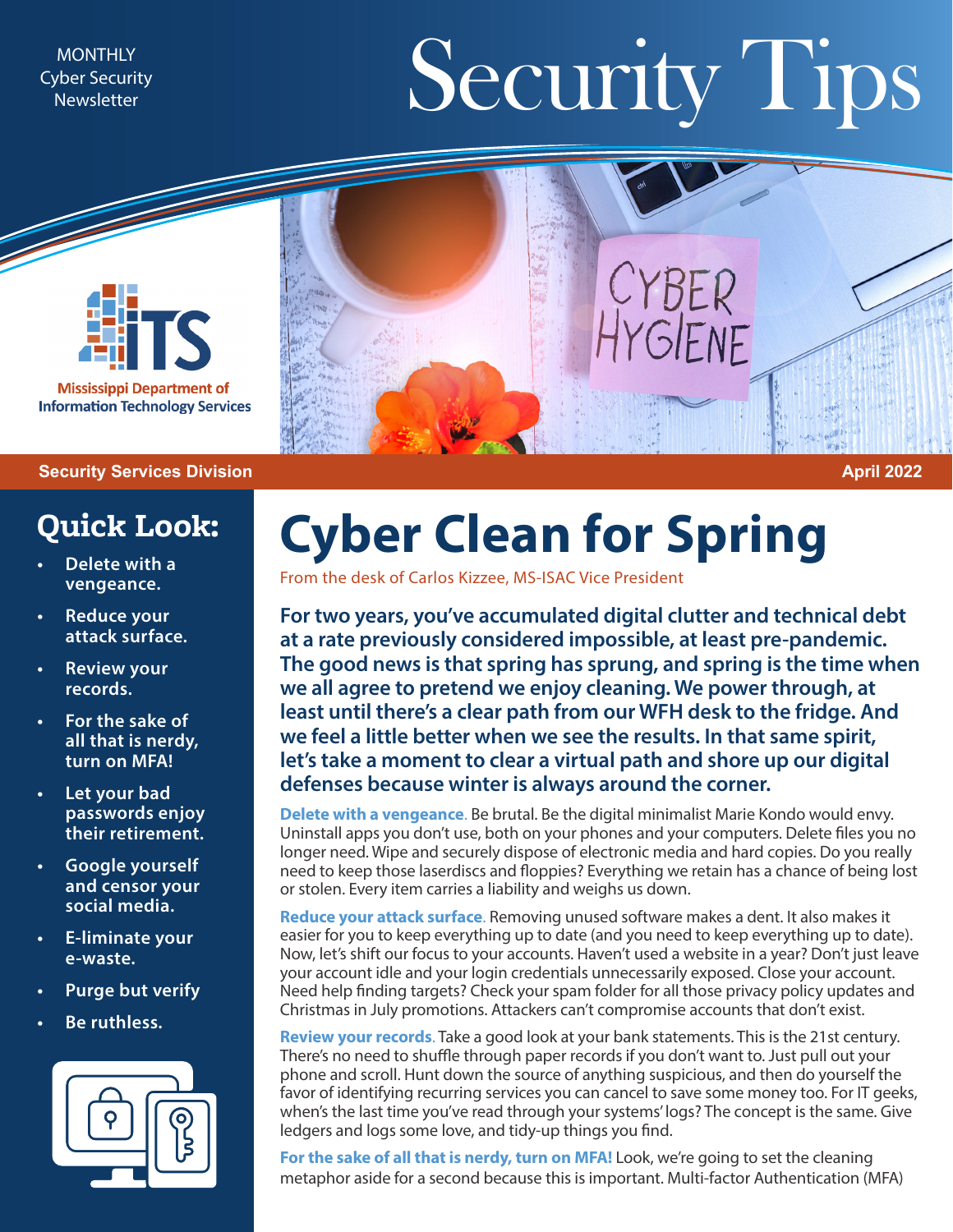MONTHLY
Cyber Security
Newsletter

# Security Tips

Mississippi Department of Information Technology Services

**Security Services Division** | **April 2022**

## Quick Look:

- Delete with a vengeance.
- Reduce your attack surface.
- Review your records.
- For the sake of all that is nerdy, turn on MFA!
- Let your bad passwords enjoy their retirement.
- Google yourself and censor your social media.
- E-liminate your e-waste.
- Purge but verify
- Be ruthless.

# Cyber Clean for Spring

From the desk of Carlos Kizzee, MS-ISAC Vice President

**For two years, you've accumulated digital clutter and technical debt at a rate previously considered impossible, at least pre-pandemic. The good news is that spring has sprung, and spring is the time when we all agree to pretend we enjoy cleaning. We power through, at least until there's a clear path from our WFH desk to the fridge. And we feel a little better when we see the results. In that same spirit, let's take a moment to clear a virtual path and shore up our digital defenses because winter is always around the corner.**

**Delete with a vengeance**. Be brutal. Be the digital minimalist Marie Kondo would envy. Uninstall apps you don't use, both on your phones and your computers. Delete files you no longer need. Wipe and securely dispose of electronic media and hard copies. Do you really need to keep those laserdiscs and floppies? Everything we retain has a chance of being lost or stolen. Every item carries a liability and weighs us down.

**Reduce your attack surface**. Removing unused software makes a dent. It also makes it easier for you to keep everything up to date (and you need to keep everything up to date). Now, let's shift our focus to your accounts. Haven't used a website in a year? Don't just leave your account idle and your login credentials unnecessarily exposed. Close your account. Need help finding targets? Check your spam folder for all those privacy policy updates and Christmas in July promotions. Attackers can't compromise accounts that don't exist.

**Review your records**. Take a good look at your bank statements. This is the 21st century. There's no need to shuffle through paper records if you don't want to. Just pull out your phone and scroll. Hunt down the source of anything suspicious, and then do yourself the favor of identifying recurring services you can cancel to save some money too. For IT geeks, when's the last time you've read through your systems' logs? The concept is the same. Give ledgers and logs some love, and tidy-up things you find.

**For the sake of all that is nerdy, turn on MFA!** Look, we're going to set the cleaning metaphor aside for a second because this is important. Multi-factor Authentication (MFA)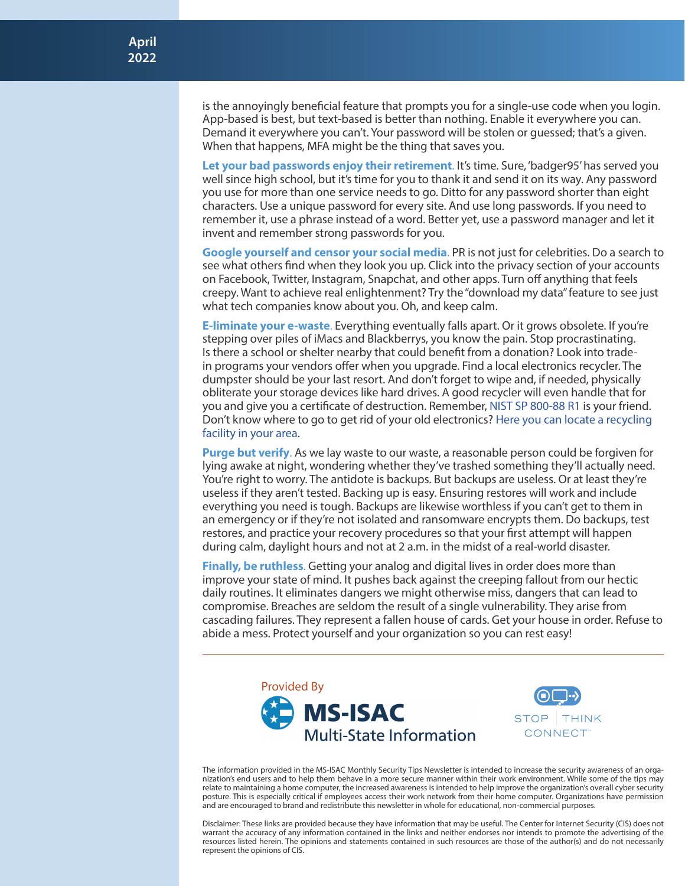is the annoyingly beneficial feature that prompts you for a single-use code when you login. App-based is best, but text-based is better than nothing. Enable it everywhere you can. Demand it everywhere you can't. Your password will be stolen or guessed; that's a given. When that happens, MFA might be the thing that saves you.

**Let your bad passwords enjoy their retirement.** It's time. Sure, 'badger95' has served you well since high school, but it's time for you to thank it and send it on its way. Any password you use for more than one service needs to go. Ditto for any password shorter than eight characters. Use a unique password for every site. And use long passwords. If you need to remember it, use a phrase instead of a word. Better yet, use a password manager and let it invent and remember strong passwords for you.

**Google yourself and censor your social media.** PR is not just for celebrities. Do a search to see what others find when they look you up. Click into the privacy section of your accounts on Facebook, Twitter, Instagram, Snapchat, and other apps. Turn off anything that feels creepy. Want to achieve real enlightenment? Try the "download my data" feature to see just what tech companies know about you. Oh, and keep calm.

**E-liminate your e-waste.** Everything eventually falls apart. Or it grows obsolete. If you're stepping over piles of iMacs and Blackberrys, you know the pain. Stop procrastinating. Is there a school or shelter nearby that could benefit from a donation? Look into trade-in programs your vendors offer when you upgrade. Find a local electronics recycler. The dumpster should be your last resort. And don't forget to wipe and, if needed, physically obliterate your storage devices like hard drives. A good recycler will even handle that for you and give you a certificate of destruction. Remember, NIST SP 800-88 R1 is your friend. Don't know where to go to get rid of your old electronics? Here you can locate a recycling facility in your area.

**Purge but verify.** As we lay waste to our waste, a reasonable person could be forgiven for lying awake at night, wondering whether they've trashed something they'll actually need. You're right to worry. The antidote is backups. But backups are useless. Or at least they're useless if they aren't tested. Backing up is easy. Ensuring restores will work and include everything you need is tough. Backups are likewise worthless if you can't get to them in an emergency or if they're not isolated and ransomware encrypts them. Do backups, test restores, and practice your recovery procedures so that your first attempt will happen during calm, daylight hours and not at 2 a.m. in the midst of a real-world disaster.

**Finally, be ruthless.** Getting your analog and digital lives in order does more than improve your state of mind. It pushes back against the creeping fallout from our hectic daily routines. It eliminates dangers we might otherwise miss, dangers that can lead to compromise. Breaches are seldom the result of a single vulnerability. They arise from cascading failures. They represent a fallen house of cards. Get your house in order. Refuse to abide a mess. Protect yourself and your organization so you can rest easy!

---

Provided By

**MS-ISAC**
Multi-State Information

STOP | THINK
CONNECT™

The information provided in the MS-ISAC Monthly Security Tips Newsletter is intended to increase the security awareness of an organization's end users and to help them behave in a more secure manner within their work environment. While some of the tips may relate to maintaining a home computer, the increased awareness is intended to help improve the organization's overall cyber security posture. This is especially critical if employees access their work network from their home computer. Organizations have permission and are encouraged to brand and redistribute this newsletter in whole for educational, non-commercial purposes.

Disclaimer: These links are provided because they have information that may be useful. The Center for Internet Security (CIS) does not warrant the accuracy of any information contained in the links and neither endorses nor intends to promote the advertising of the resources listed herein. The opinions and statements contained in such resources are those of the author(s) and do not necessarily represent the opinions of CIS.